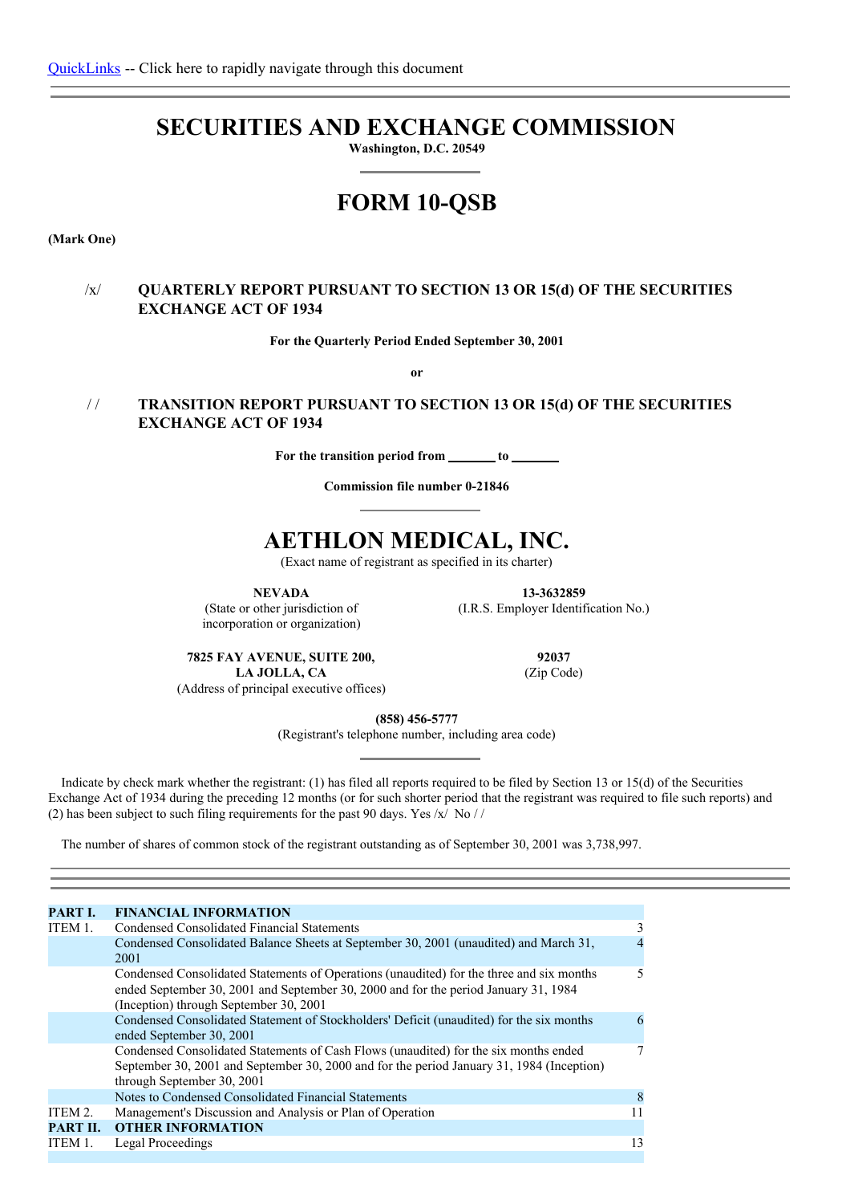QuickLinks -- Click here to rapidly navigate through this document

# SECURITIES AND EXCHANGE COMMISSION

**Washington, D.C. 20549**

# FORM 10-QSB

**(Mark One)**

/x/ **QUARTERLY REPORT PURSUANT TO SECTION 13 OR 15(d) OF THE SECURITIES EXCHANGE ACT OF 1934**

**For the Quarterly Period Ended September 30, 2001**

**or**

/ / **TRANSITION REPORT PURSUANT TO SECTION 13 OR 15(d) OF THE SECURITIES EXCHANGE ACT OF 1934**

**For the transition period from \_\_\_\_\_\_\_ to \_\_\_\_\_\_\_**

**Commission file number 0-21846**

# AETHLON MEDICAL, INC.

(Exact name of registrant as specified in its charter)

| **NEVADA** | **13-3632859** |
|---|---|
| (State or other jurisdiction of incorporation or organization) | (I.R.S. Employer Identification No.) |
| **7825 FAY AVENUE, SUITE 200, LA JOLLA, CA** | **92037** |
| (Address of principal executive offices) | (Zip Code) |

**(858) 456-5777**

(Registrant's telephone number, including area code)

Indicate by check mark whether the registrant: (1) has filed all reports required to be filed by Section 13 or 15(d) of the Securities Exchange Act of 1934 during the preceding 12 months (or for such shorter period that the registrant was required to file such reports) and (2) has been subject to such filing requirements for the past 90 days. Yes /x/ No / /

The number of shares of common stock of the registrant outstanding as of September 30, 2001 was 3,738,997.

| | | |
|---|---|---|
| **PART I.** | **FINANCIAL INFORMATION** | |
| ITEM 1. | Condensed Consolidated Financial Statements | 3 |
| | Condensed Consolidated Balance Sheets at September 30, 2001 (unaudited) and March 31, 2001 | 4 |
| | Condensed Consolidated Statements of Operations (unaudited) for the three and six months ended September 30, 2001 and September 30, 2000 and for the period January 31, 1984 (Inception) through September 30, 2001 | 5 |
| | Condensed Consolidated Statement of Stockholders' Deficit (unaudited) for the six months ended September 30, 2001 | 6 |
| | Condensed Consolidated Statements of Cash Flows (unaudited) for the six months ended September 30, 2001 and September 30, 2000 and for the period January 31, 1984 (Inception) through September 30, 2001 | 7 |
| | Notes to Condensed Consolidated Financial Statements | 8 |
| ITEM 2. | Management's Discussion and Analysis or Plan of Operation | 11 |
| **PART II.** | **OTHER INFORMATION** | |
| ITEM 1. | Legal Proceedings | 13 |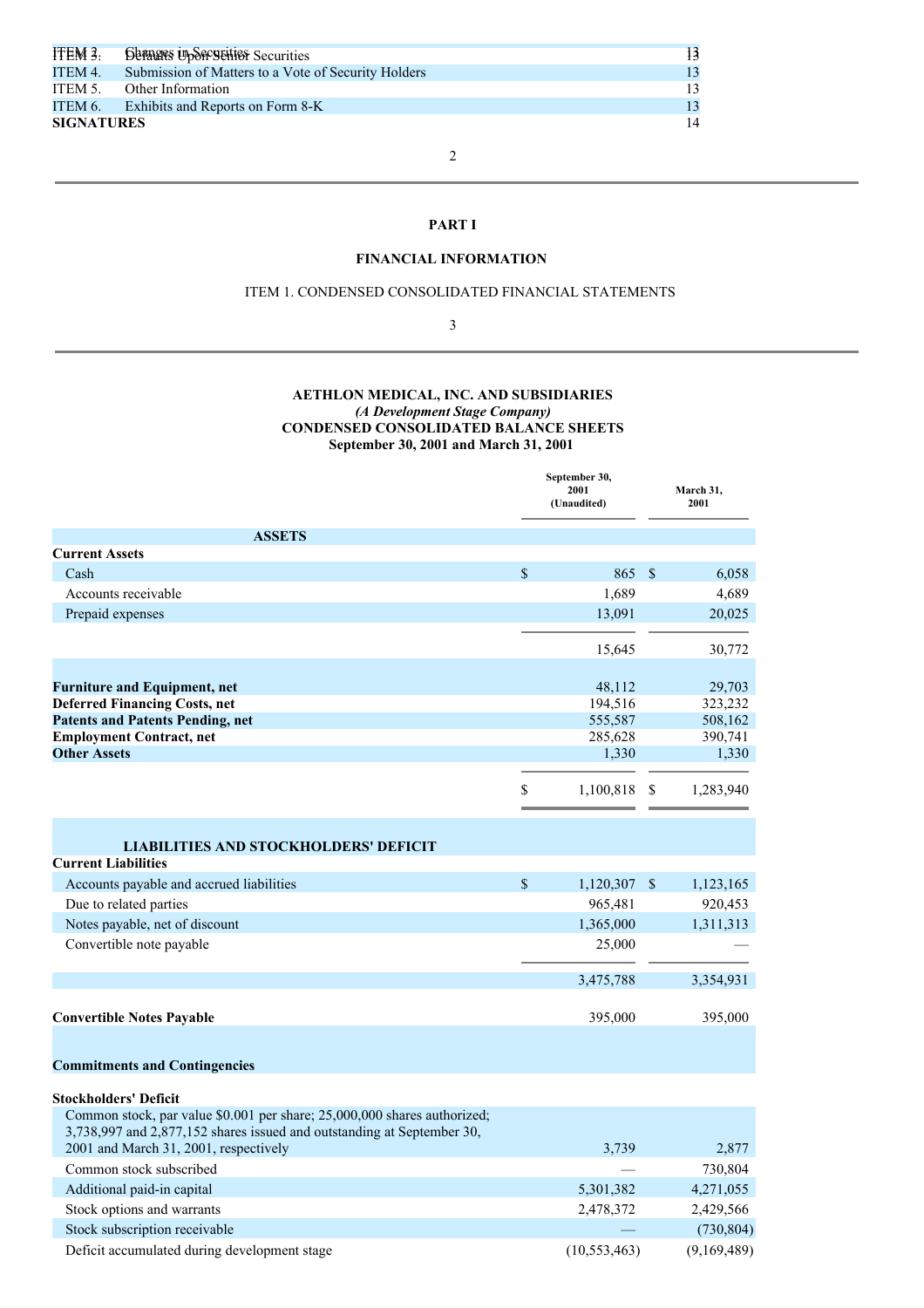| | | |
|---|---|---|
| ITEM 3. | Defaults Upon Senior Securities | 13 |
| ITEM 4. | Submission of Matters to a Vote of Security Holders | 13 |
| ITEM 5. | Other Information | 13 |
| ITEM 6. | Exhibits and Reports on Form 8-K | 13 |
| **SIGNATURES** | | 14 |

**PART I**

**FINANCIAL INFORMATION**

ITEM 1. CONDENSED CONSOLIDATED FINANCIAL STATEMENTS

**AETHLON MEDICAL, INC. AND SUBSIDIARIES**
*(A Development Stage Company)*
**CONDENSED CONSOLIDATED BALANCE SHEETS**
**September 30, 2001 and March 31, 2001**

| | September 30, 2001 (Unaudited) | March 31, 2001 |
|---|---|---|
| **ASSETS** | | |
| **Current Assets** | | |
| Cash | $ 865 | $ 6,058 |
| Accounts receivable | 1,689 | 4,689 |
| Prepaid expenses | 13,091 | 20,025 |
| | 15,645 | 30,772 |
| **Furniture and Equipment, net** | 48,112 | 29,703 |
| **Deferred Financing Costs, net** | 194,516 | 323,232 |
| **Patents and Patents Pending, net** | 555,587 | 508,162 |
| **Employment Contract, net** | 285,628 | 390,741 |
| **Other Assets** | 1,330 | 1,330 |
| | $ 1,100,818 | $ 1,283,940 |
| **LIABILITIES AND STOCKHOLDERS' DEFICIT** | | |
| **Current Liabilities** | | |
| Accounts payable and accrued liabilities | $ 1,120,307 | $ 1,123,165 |
| Due to related parties | 965,481 | 920,453 |
| Notes payable, net of discount | 1,365,000 | 1,311,313 |
| Convertible note payable | 25,000 | — |
| | 3,475,788 | 3,354,931 |
| **Convertible Notes Payable** | 395,000 | 395,000 |
| **Commitments and Contingencies** | | |
| **Stockholders' Deficit** | | |
| Common stock, par value $0.001 per share; 25,000,000 shares authorized; 3,738,997 and 2,877,152 shares issued and outstanding at September 30, 2001 and March 31, 2001, respectively | 3,739 | 2,877 |
| Common stock subscribed | — | 730,804 |
| Additional paid-in capital | 5,301,382 | 4,271,055 |
| Stock options and warrants | 2,478,372 | 2,429,566 |
| Stock subscription receivable | — | (730,804) |
| Deficit accumulated during development stage | (10,553,463) | (9,169,489) |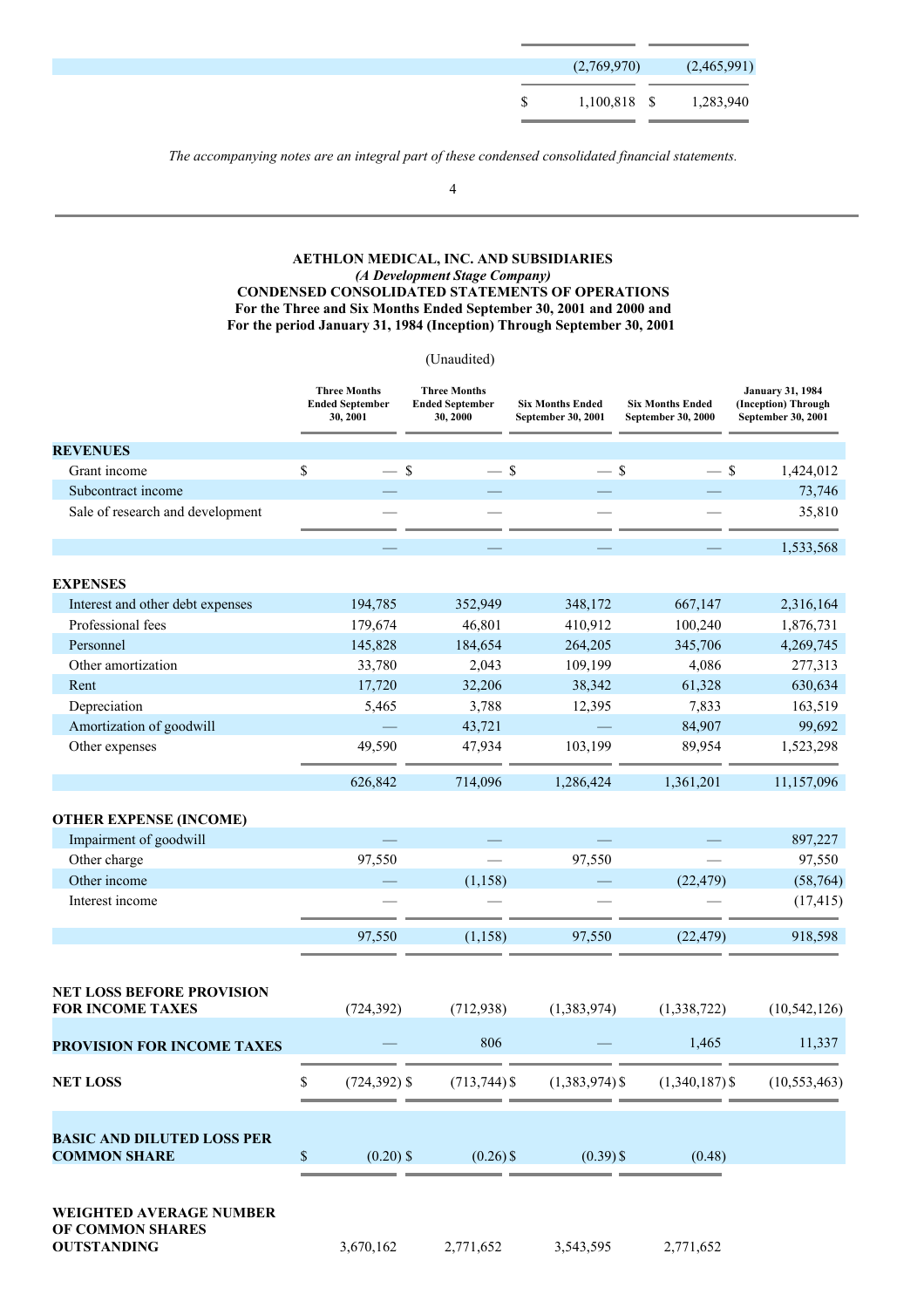| | | |
|---|---|---|
| | (2,769,970) | (2,465,991) |
| | $ 1,100,818 | $ 1,283,940 |

*The accompanying notes are an integral part of these condensed consolidated financial statements.*

**AETHLON MEDICAL, INC. AND SUBSIDIARIES**
*(A Development Stage Company)*
**CONDENSED CONSOLIDATED STATEMENTS OF OPERATIONS**
**For the Three and Six Months Ended September 30, 2001 and 2000 and**
**For the period January 31, 1984 (Inception) Through September 30, 2001**

(Unaudited)

| | Three Months Ended September 30, 2001 | Three Months Ended September 30, 2000 | Six Months Ended September 30, 2001 | Six Months Ended September 30, 2000 | January 31, 1984 (Inception) Through September 30, 2001 |
|---|---|---|---|---|---|
| **REVENUES** | | | | | |
| Grant income | $ — | $ — | $ — | $ — | $ 1,424,012 |
| Subcontract income | — | — | — | — | 73,746 |
| Sale of research and development | — | — | — | — | 35,810 |
| | — | — | — | — | 1,533,568 |
| **EXPENSES** | | | | | |
| Interest and other debt expenses | 194,785 | 352,949 | 348,172 | 667,147 | 2,316,164 |
| Professional fees | 179,674 | 46,801 | 410,912 | 100,240 | 1,876,731 |
| Personnel | 145,828 | 184,654 | 264,205 | 345,706 | 4,269,745 |
| Other amortization | 33,780 | 2,043 | 109,199 | 4,086 | 277,313 |
| Rent | 17,720 | 32,206 | 38,342 | 61,328 | 630,634 |
| Depreciation | 5,465 | 3,788 | 12,395 | 7,833 | 163,519 |
| Amortization of goodwill | — | 43,721 | — | 84,907 | 99,692 |
| Other expenses | 49,590 | 47,934 | 103,199 | 89,954 | 1,523,298 |
| | 626,842 | 714,096 | 1,286,424 | 1,361,201 | 11,157,096 |
| **OTHER EXPENSE (INCOME)** | | | | | |
| Impairment of goodwill | — | — | — | — | 897,227 |
| Other charge | 97,550 | — | 97,550 | — | 97,550 |
| Other income | — | (1,158) | — | (22,479) | (58,764) |
| Interest income | — | — | — | — | (17,415) |
| | 97,550 | (1,158) | 97,550 | (22,479) | 918,598 |
| **NET LOSS BEFORE PROVISION FOR INCOME TAXES** | (724,392) | (712,938) | (1,383,974) | (1,338,722) | (10,542,126) |
| **PROVISION FOR INCOME TAXES** | — | 806 | — | 1,465 | 11,337 |
| **NET LOSS** | $ (724,392) | $ (713,744) | $ (1,383,974) | $ (1,340,187) | $ (10,553,463) |
| **BASIC AND DILUTED LOSS PER COMMON SHARE** | $ (0.20) | $ (0.26) | $ (0.39) | $ (0.48) | |
| **WEIGHTED AVERAGE NUMBER OF COMMON SHARES OUTSTANDING** | 3,670,162 | 2,771,652 | 3,543,595 | 2,771,652 | |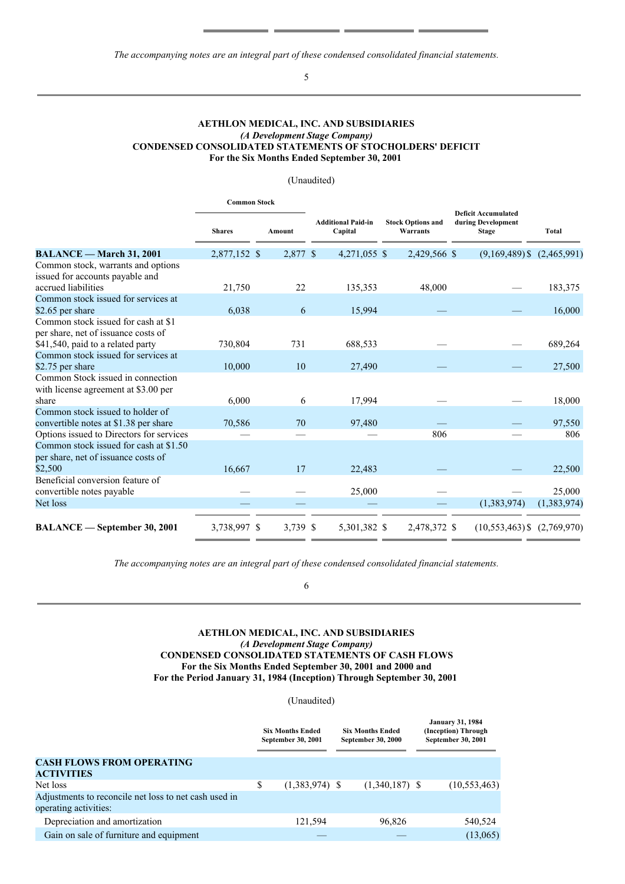*The accompanying notes are an integral part of these condensed consolidated financial statements.*

**AETHLON MEDICAL, INC. AND SUBSIDIARIES**
***(A Development Stage Company)***
**CONDENSED CONSOLIDATED STATEMENTS OF STOCHOLDERS' DEFICIT**
**For the Six Months Ended September 30, 2001**

(Unaudited)

| | Common Stock | | | | | |
|---|---|---|---|---|---|---|
| | Shares | Amount | Additional Paid-in Capital | Stock Options and Warrants | Deficit Accumulated during Development Stage | Total |
| **BALANCE — March 31, 2001** | 2,877,152 | $ 2,877 | $ 4,271,055 | $ 2,429,566 | $ (9,169,489) | $ (2,465,991) |
| Common stock, warrants and options issued for accounts payable and accrued liabilities | 21,750 | 22 | 135,353 | 48,000 | — | 183,375 |
| Common stock issued for services at $2.65 per share | 6,038 | 6 | 15,994 | — | — | 16,000 |
| Common stock issued for cash at $1 per share, net of issuance costs of $41,540, paid to a related party | 730,804 | 731 | 688,533 | — | — | 689,264 |
| Common stock issued for services at $2.75 per share | 10,000 | 10 | 27,490 | — | — | 27,500 |
| Common Stock issued in connection with license agreement at $3.00 per share | 6,000 | 6 | 17,994 | — | — | 18,000 |
| Common stock issued to holder of convertible notes at $1.38 per share | 70,586 | 70 | 97,480 | — | — | 97,550 |
| Options issued to Directors for services | — | — | — | 806 | — | 806 |
| Common stock issued for cash at $1.50 per share, net of issuance costs of $2,500 | 16,667 | 17 | 22,483 | — | — | 22,500 |
| Beneficial conversion feature of convertible notes payable | — | — | 25,000 | — | — | 25,000 |
| Net loss | — | — | — | — | (1,383,974) | (1,383,974) |
| **BALANCE — September 30, 2001** | 3,738,997 | $ 3,739 | $ 5,301,382 | $ 2,478,372 | $ (10,553,463) | $ (2,769,970) |

*The accompanying notes are an integral part of these condensed consolidated financial statements.*

**AETHLON MEDICAL, INC. AND SUBSIDIARIES**
***(A Development Stage Company)***
**CONDENSED CONSOLIDATED STATEMENTS OF CASH FLOWS**
**For the Six Months Ended September 30, 2001 and 2000 and**
**For the Period January 31, 1984 (Inception) Through September 30, 2001**

(Unaudited)

| | Six Months Ended September 30, 2001 | Six Months Ended September 30, 2000 | January 31, 1984 (Inception) Through September 30, 2001 |
|---|---|---|---|
| **CASH FLOWS FROM OPERATING ACTIVITIES** | | | |
| Net loss | $ (1,383,974) | $ (1,340,187) | $ (10,553,463) |
| Adjustments to reconcile net loss to net cash used in operating activities: | | | |
| Depreciation and amortization | 121,594 | 96,826 | 540,524 |
| Gain on sale of furniture and equipment | — | — | (13,065) |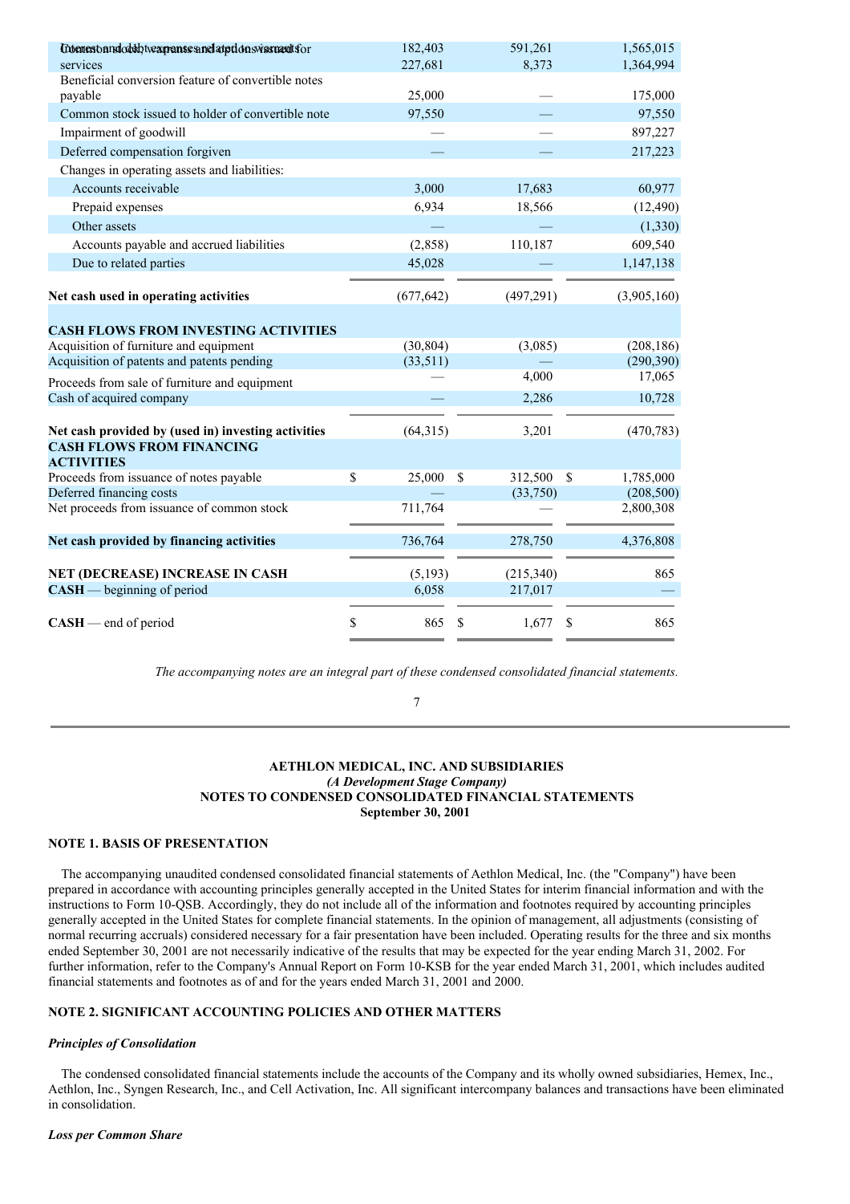| | | | |
|---|---|---|---|
| Common stock, warrants and options issued for services / Interest and debt expense related to warrants | 182,403 | 591,261 | 1,565,015 |
| services | 227,681 | 8,373 | 1,364,994 |
| Beneficial conversion feature of convertible notes payable | 25,000 | — | 175,000 |
| Common stock issued to holder of convertible note | 97,550 | — | 97,550 |
| Impairment of goodwill | — | — | 897,227 |
| Deferred compensation forgiven | — | — | 217,223 |
| Changes in operating assets and liabilities: | | | |
| Accounts receivable | 3,000 | 17,683 | 60,977 |
| Prepaid expenses | 6,934 | 18,566 | (12,490) |
| Other assets | — | — | (1,330) |
| Accounts payable and accrued liabilities | (2,858) | 110,187 | 609,540 |
| Due to related parties | 45,028 | — | 1,147,138 |
| **Net cash used in operating activities** | (677,642) | (497,291) | (3,905,160) |
| **CASH FLOWS FROM INVESTING ACTIVITIES** | | | |
| Acquisition of furniture and equipment | (30,804) | (3,085) | (208,186) |
| Acquisition of patents and patents pending | (33,511) | — | (290,390) |
| Proceeds from sale of furniture and equipment | — | 4,000 | 17,065 |
| Cash of acquired company | — | 2,286 | 10,728 |
| **Net cash provided by (used in) investing activities** | (64,315) | 3,201 | (470,783) |
| **CASH FLOWS FROM FINANCING ACTIVITIES** | | | |
| Proceeds from issuance of notes payable | $ 25,000 | $ 312,500 | $ 1,785,000 |
| Deferred financing costs | — | (33,750) | (208,500) |
| Net proceeds from issuance of common stock | 711,764 | — | 2,800,308 |
| **Net cash provided by financing activities** | 736,764 | 278,750 | 4,376,808 |
| **NET (DECREASE) INCREASE IN CASH** | (5,193) | (215,340) | 865 |
| **CASH** — beginning of period | 6,058 | 217,017 | — |
| **CASH** — end of period | $ 865 | $ 1,677 | $ 865 |

*The accompanying notes are an integral part of these condensed consolidated financial statements.*

**AETHLON MEDICAL, INC. AND SUBSIDIARIES**
***(A Development Stage Company)***
**NOTES TO CONDENSED CONSOLIDATED FINANCIAL STATEMENTS**
**September 30, 2001**

## NOTE 1. BASIS OF PRESENTATION

The accompanying unaudited condensed consolidated financial statements of Aethlon Medical, Inc. (the "Company") have been prepared in accordance with accounting principles generally accepted in the United States for interim financial information and with the instructions to Form 10-QSB. Accordingly, they do not include all of the information and footnotes required by accounting principles generally accepted in the United States for complete financial statements. In the opinion of management, all adjustments (consisting of normal recurring accruals) considered necessary for a fair presentation have been included. Operating results for the three and six months ended September 30, 2001 are not necessarily indicative of the results that may be expected for the year ending March 31, 2002. For further information, refer to the Company's Annual Report on Form 10-KSB for the year ended March 31, 2001, which includes audited financial statements and footnotes as of and for the years ended March 31, 2001 and 2000.

## NOTE 2. SIGNIFICANT ACCOUNTING POLICIES AND OTHER MATTERS

***Principles of Consolidation***

The condensed consolidated financial statements include the accounts of the Company and its wholly owned subsidiaries, Hemex, Inc., Aethlon, Inc., Syngen Research, Inc., and Cell Activation, Inc. All significant intercompany balances and transactions have been eliminated in consolidation.

***Loss per Common Share***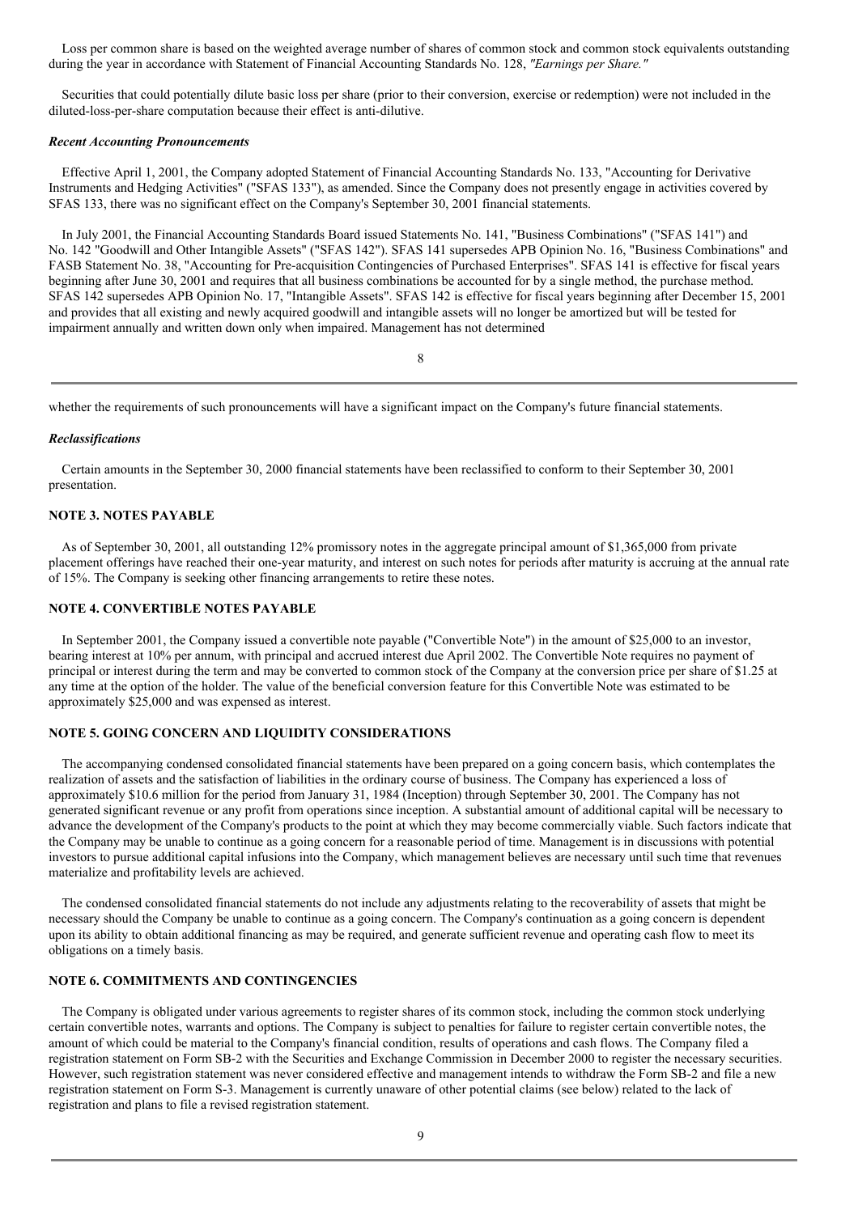Loss per common share is based on the weighted average number of shares of common stock and common stock equivalents outstanding during the year in accordance with Statement of Financial Accounting Standards No. 128, *"Earnings per Share."*

Securities that could potentially dilute basic loss per share (prior to their conversion, exercise or redemption) were not included in the diluted-loss-per-share computation because their effect is anti-dilutive.

***Recent Accounting Pronouncements***

Effective April 1, 2001, the Company adopted Statement of Financial Accounting Standards No. 133, "Accounting for Derivative Instruments and Hedging Activities" ("SFAS 133"), as amended. Since the Company does not presently engage in activities covered by SFAS 133, there was no significant effect on the Company's September 30, 2001 financial statements.

In July 2001, the Financial Accounting Standards Board issued Statements No. 141, "Business Combinations" ("SFAS 141") and No. 142 "Goodwill and Other Intangible Assets" ("SFAS 142"). SFAS 141 supersedes APB Opinion No. 16, "Business Combinations" and FASB Statement No. 38, "Accounting for Pre-acquisition Contingencies of Purchased Enterprises". SFAS 141 is effective for fiscal years beginning after June 30, 2001 and requires that all business combinations be accounted for by a single method, the purchase method. SFAS 142 supersedes APB Opinion No. 17, "Intangible Assets". SFAS 142 is effective for fiscal years beginning after December 15, 2001 and provides that all existing and newly acquired goodwill and intangible assets will no longer be amortized but will be tested for impairment annually and written down only when impaired. Management has not determined whether the requirements of such pronouncements will have a significant impact on the Company's future financial statements.

***Reclassifications***

Certain amounts in the September 30, 2000 financial statements have been reclassified to conform to their September 30, 2001 presentation.

**NOTE 3. NOTES PAYABLE**

As of September 30, 2001, all outstanding 12% promissory notes in the aggregate principal amount of $1,365,000 from private placement offerings have reached their one-year maturity, and interest on such notes for periods after maturity is accruing at the annual rate of 15%. The Company is seeking other financing arrangements to retire these notes.

**NOTE 4. CONVERTIBLE NOTES PAYABLE**

In September 2001, the Company issued a convertible note payable ("Convertible Note") in the amount of $25,000 to an investor, bearing interest at 10% per annum, with principal and accrued interest due April 2002. The Convertible Note requires no payment of principal or interest during the term and may be converted to common stock of the Company at the conversion price per share of $1.25 at any time at the option of the holder. The value of the beneficial conversion feature for this Convertible Note was estimated to be approximately $25,000 and was expensed as interest.

**NOTE 5. GOING CONCERN AND LIQUIDITY CONSIDERATIONS**

The accompanying condensed consolidated financial statements have been prepared on a going concern basis, which contemplates the realization of assets and the satisfaction of liabilities in the ordinary course of business. The Company has experienced a loss of approximately $10.6 million for the period from January 31, 1984 (Inception) through September 30, 2001. The Company has not generated significant revenue or any profit from operations since inception. A substantial amount of additional capital will be necessary to advance the development of the Company's products to the point at which they may become commercially viable. Such factors indicate that the Company may be unable to continue as a going concern for a reasonable period of time. Management is in discussions with potential investors to pursue additional capital infusions into the Company, which management believes are necessary until such time that revenues materialize and profitability levels are achieved.

The condensed consolidated financial statements do not include any adjustments relating to the recoverability of assets that might be necessary should the Company be unable to continue as a going concern. The Company's continuation as a going concern is dependent upon its ability to obtain additional financing as may be required, and generate sufficient revenue and operating cash flow to meet its obligations on a timely basis.

**NOTE 6. COMMITMENTS AND CONTINGENCIES**

The Company is obligated under various agreements to register shares of its common stock, including the common stock underlying certain convertible notes, warrants and options. The Company is subject to penalties for failure to register certain convertible notes, the amount of which could be material to the Company's financial condition, results of operations and cash flows. The Company filed a registration statement on Form SB-2 with the Securities and Exchange Commission in December 2000 to register the necessary securities. However, such registration statement was never considered effective and management intends to withdraw the Form SB-2 and file a new registration statement on Form S-3. Management is currently unaware of other potential claims (see below) related to the lack of registration and plans to file a revised registration statement.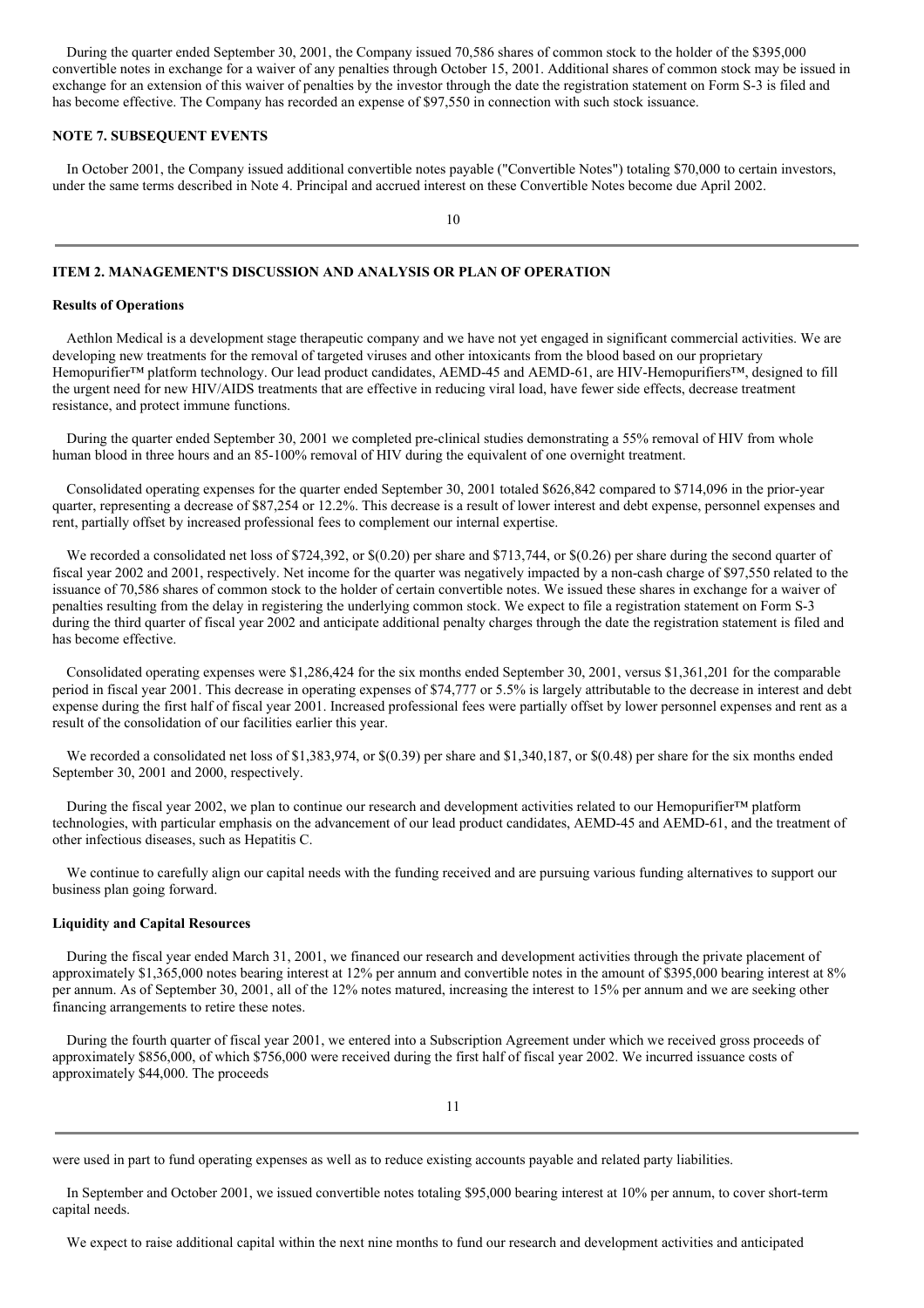During the quarter ended September 30, 2001, the Company issued 70,586 shares of common stock to the holder of the $395,000 convertible notes in exchange for a waiver of any penalties through October 15, 2001. Additional shares of common stock may be issued in exchange for an extension of this waiver of penalties by the investor through the date the registration statement on Form S-3 is filed and has become effective. The Company has recorded an expense of $97,550 in connection with such stock issuance.

### NOTE 7. SUBSEQUENT EVENTS

In October 2001, the Company issued additional convertible notes payable ("Convertible Notes") totaling $70,000 to certain investors, under the same terms described in Note 4. Principal and accrued interest on these Convertible Notes become due April 2002.

## ITEM 2. MANAGEMENT'S DISCUSSION AND ANALYSIS OR PLAN OF OPERATION

### Results of Operations

Aethlon Medical is a development stage therapeutic company and we have not yet engaged in significant commercial activities. We are developing new treatments for the removal of targeted viruses and other intoxicants from the blood based on our proprietary Hemopurifier™ platform technology. Our lead product candidates, AEMD-45 and AEMD-61, are HIV-Hemopurifiers™, designed to fill the urgent need for new HIV/AIDS treatments that are effective in reducing viral load, have fewer side effects, decrease treatment resistance, and protect immune functions.

During the quarter ended September 30, 2001 we completed pre-clinical studies demonstrating a 55% removal of HIV from whole human blood in three hours and an 85-100% removal of HIV during the equivalent of one overnight treatment.

Consolidated operating expenses for the quarter ended September 30, 2001 totaled $626,842 compared to $714,096 in the prior-year quarter, representing a decrease of $87,254 or 12.2%. This decrease is a result of lower interest and debt expense, personnel expenses and rent, partially offset by increased professional fees to complement our internal expertise.

We recorded a consolidated net loss of $724,392, or $(0.20) per share and $713,744, or $(0.26) per share during the second quarter of fiscal year 2002 and 2001, respectively. Net income for the quarter was negatively impacted by a non-cash charge of $97,550 related to the issuance of 70,586 shares of common stock to the holder of certain convertible notes. We issued these shares in exchange for a waiver of penalties resulting from the delay in registering the underlying common stock. We expect to file a registration statement on Form S-3 during the third quarter of fiscal year 2002 and anticipate additional penalty charges through the date the registration statement is filed and has become effective.

Consolidated operating expenses were $1,286,424 for the six months ended September 30, 2001, versus $1,361,201 for the comparable period in fiscal year 2001. This decrease in operating expenses of $74,777 or 5.5% is largely attributable to the decrease in interest and debt expense during the first half of fiscal year 2001. Increased professional fees were partially offset by lower personnel expenses and rent as a result of the consolidation of our facilities earlier this year.

We recorded a consolidated net loss of $1,383,974, or $(0.39) per share and $1,340,187, or $(0.48) per share for the six months ended September 30, 2001 and 2000, respectively.

During the fiscal year 2002, we plan to continue our research and development activities related to our Hemopurifier™ platform technologies, with particular emphasis on the advancement of our lead product candidates, AEMD-45 and AEMD-61, and the treatment of other infectious diseases, such as Hepatitis C.

We continue to carefully align our capital needs with the funding received and are pursuing various funding alternatives to support our business plan going forward.

### Liquidity and Capital Resources

During the fiscal year ended March 31, 2001, we financed our research and development activities through the private placement of approximately $1,365,000 notes bearing interest at 12% per annum and convertible notes in the amount of $395,000 bearing interest at 8% per annum. As of September 30, 2001, all of the 12% notes matured, increasing the interest to 15% per annum and we are seeking other financing arrangements to retire these notes.

During the fourth quarter of fiscal year 2001, we entered into a Subscription Agreement under which we received gross proceeds of approximately $856,000, of which $756,000 were received during the first half of fiscal year 2002. We incurred issuance costs of approximately $44,000. The proceeds were used in part to fund operating expenses as well as to reduce existing accounts payable and related party liabilities.

In September and October 2001, we issued convertible notes totaling $95,000 bearing interest at 10% per annum, to cover short-term capital needs.

We expect to raise additional capital within the next nine months to fund our research and development activities and anticipated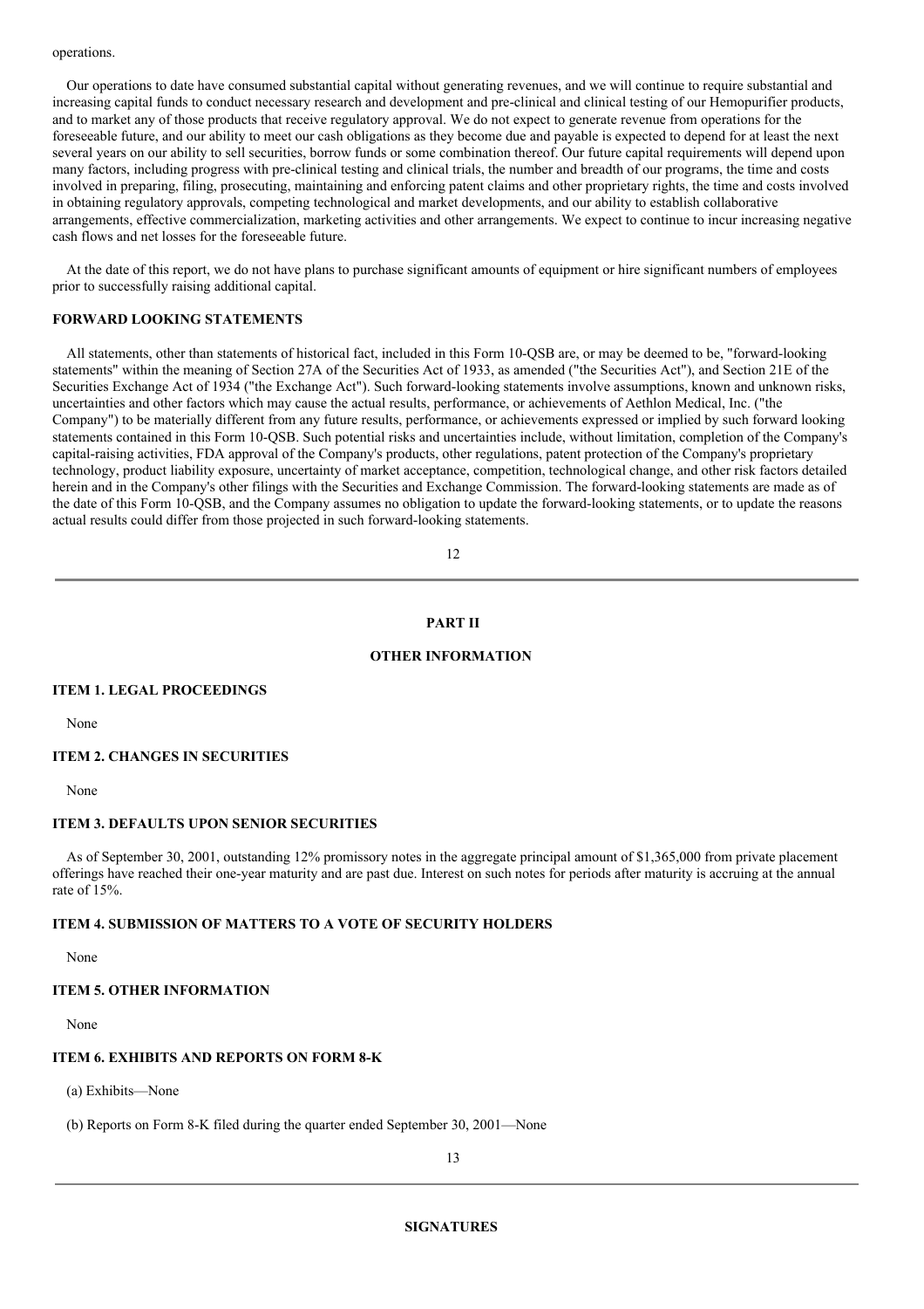operations.

Our operations to date have consumed substantial capital without generating revenues, and we will continue to require substantial and increasing capital funds to conduct necessary research and development and pre-clinical and clinical testing of our Hemopurifier products, and to market any of those products that receive regulatory approval. We do not expect to generate revenue from operations for the foreseeable future, and our ability to meet our cash obligations as they become due and payable is expected to depend for at least the next several years on our ability to sell securities, borrow funds or some combination thereof. Our future capital requirements will depend upon many factors, including progress with pre-clinical testing and clinical trials, the number and breadth of our programs, the time and costs involved in preparing, filing, prosecuting, maintaining and enforcing patent claims and other proprietary rights, the time and costs involved in obtaining regulatory approvals, competing technological and market developments, and our ability to establish collaborative arrangements, effective commercialization, marketing activities and other arrangements. We expect to continue to incur increasing negative cash flows and net losses for the foreseeable future.

At the date of this report, we do not have plans to purchase significant amounts of equipment or hire significant numbers of employees prior to successfully raising additional capital.

**FORWARD LOOKING STATEMENTS**

All statements, other than statements of historical fact, included in this Form 10-QSB are, or may be deemed to be, "forward-looking statements" within the meaning of Section 27A of the Securities Act of 1933, as amended ("the Securities Act"), and Section 21E of the Securities Exchange Act of 1934 ("the Exchange Act"). Such forward-looking statements involve assumptions, known and unknown risks, uncertainties and other factors which may cause the actual results, performance, or achievements of Aethlon Medical, Inc. ("the Company") to be materially different from any future results, performance, or achievements expressed or implied by such forward looking statements contained in this Form 10-QSB. Such potential risks and uncertainties include, without limitation, completion of the Company's capital-raising activities, FDA approval of the Company's products, other regulations, patent protection of the Company's proprietary technology, product liability exposure, uncertainty of market acceptance, competition, technological change, and other risk factors detailed herein and in the Company's other filings with the Securities and Exchange Commission. The forward-looking statements are made as of the date of this Form 10-QSB, and the Company assumes no obligation to update the forward-looking statements, or to update the reasons actual results could differ from those projected in such forward-looking statements.

## PART II

## OTHER INFORMATION

**ITEM 1. LEGAL PROCEEDINGS**

None

**ITEM 2. CHANGES IN SECURITIES**

None

**ITEM 3. DEFAULTS UPON SENIOR SECURITIES**

As of September 30, 2001, outstanding 12% promissory notes in the aggregate principal amount of $1,365,000 from private placement offerings have reached their one-year maturity and are past due. Interest on such notes for periods after maturity is accruing at the annual rate of 15%.

**ITEM 4. SUBMISSION OF MATTERS TO A VOTE OF SECURITY HOLDERS**

None

**ITEM 5. OTHER INFORMATION**

None

**ITEM 6. EXHIBITS AND REPORTS ON FORM 8-K**

(a) Exhibits—None

(b) Reports on Form 8-K filed during the quarter ended September 30, 2001—None

## SIGNATURES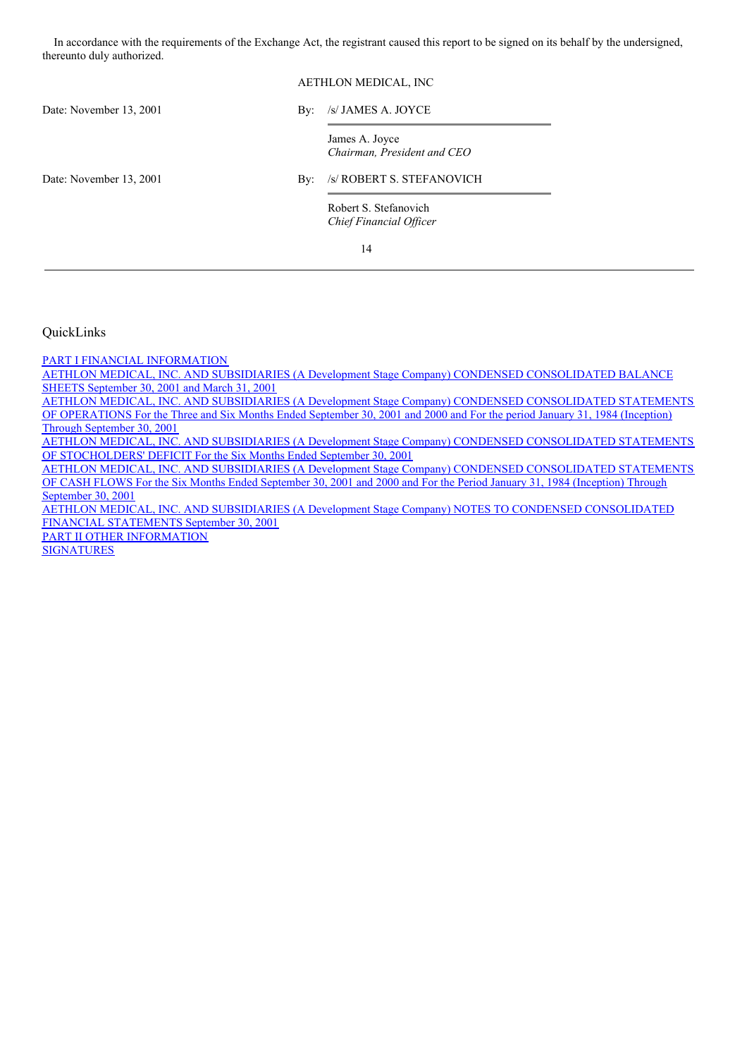In accordance with the requirements of the Exchange Act, the registrant caused this report to be signed on its behalf by the undersigned, thereunto duly authorized.

AETHLON MEDICAL, INC

| | | |
|---|---|---|
| Date: November 13, 2001 | By: | /s/ JAMES A. JOYCE |
| | | James A. Joyce<br>*Chairman, President and CEO* |
| Date: November 13, 2001 | By: | /s/ ROBERT S. STEFANOVICH |
| | | Robert S. Stefanovich<br>*Chief Financial Officer* |

QuickLinks

PART I FINANCIAL INFORMATION
AETHLON MEDICAL, INC. AND SUBSIDIARIES (A Development Stage Company) CONDENSED CONSOLIDATED BALANCE SHEETS September 30, 2001 and March 31, 2001
AETHLON MEDICAL, INC. AND SUBSIDIARIES (A Development Stage Company) CONDENSED CONSOLIDATED STATEMENTS OF OPERATIONS For the Three and Six Months Ended September 30, 2001 and 2000 and For the period January 31, 1984 (Inception) Through September 30, 2001
AETHLON MEDICAL, INC. AND SUBSIDIARIES (A Development Stage Company) CONDENSED CONSOLIDATED STATEMENTS OF STOCHOLDERS' DEFICIT For the Six Months Ended September 30, 2001
AETHLON MEDICAL, INC. AND SUBSIDIARIES (A Development Stage Company) CONDENSED CONSOLIDATED STATEMENTS OF CASH FLOWS For the Six Months Ended September 30, 2001 and 2000 and For the Period January 31, 1984 (Inception) Through September 30, 2001
AETHLON MEDICAL, INC. AND SUBSIDIARIES (A Development Stage Company) NOTES TO CONDENSED CONSOLIDATED FINANCIAL STATEMENTS September 30, 2001
PART II OTHER INFORMATION
SIGNATURES